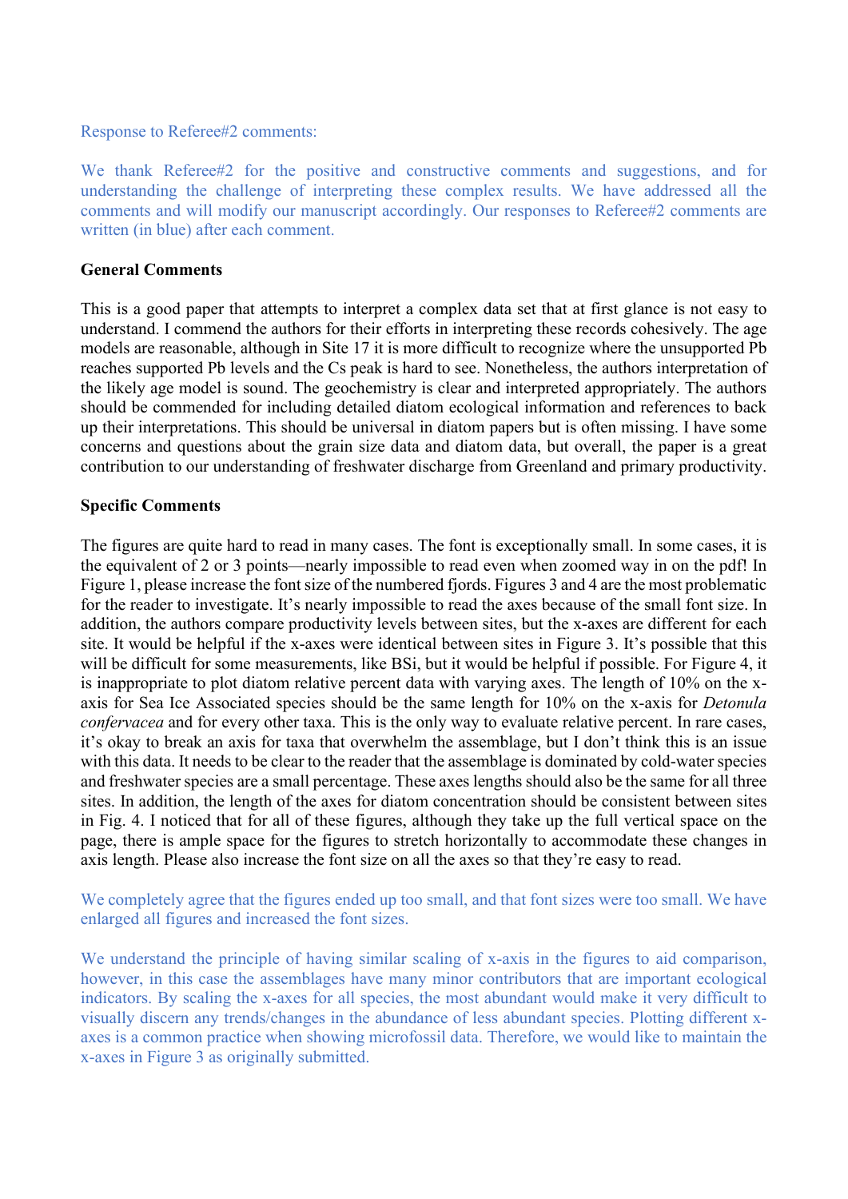Response to Referee#2 comments:

We thank Referee#2 for the positive and constructive comments and suggestions, and for understanding the challenge of interpreting these complex results. We have addressed all the comments and will modify our manuscript accordingly. Our responses to Referee#2 comments are written (in blue) after each comment.

**General Comments**

This is a good paper that attempts to interpret a complex data set that at first glance is not easy to understand. I commend the authors for their efforts in interpreting these records cohesively. The age models are reasonable, although in Site 17 it is more difficult to recognize where the unsupported Pb reaches supported Pb levels and the Cs peak is hard to see. Nonetheless, the authors interpretation of the likely age model is sound. The geochemistry is clear and interpreted appropriately. The authors should be commended for including detailed diatom ecological information and references to back up their interpretations. This should be universal in diatom papers but is often missing. I have some concerns and questions about the grain size data and diatom data, but overall, the paper is a great contribution to our understanding of freshwater discharge from Greenland and primary productivity.

**Specific Comments**

The figures are quite hard to read in many cases. The font is exceptionally small. In some cases, it is the equivalent of 2 or 3 points—nearly impossible to read even when zoomed way in on the pdf! In Figure 1, please increase the font size of the numbered fjords. Figures 3 and 4 are the most problematic for the reader to investigate. It's nearly impossible to read the axes because of the small font size. In addition, the authors compare productivity levels between sites, but the x-axes are different for each site. It would be helpful if the x-axes were identical between sites in Figure 3. It's possible that this will be difficult for some measurements, like BSi, but it would be helpful if possible. For Figure 4, it is inappropriate to plot diatom relative percent data with varying axes. The length of 10% on the x-axis for Sea Ice Associated species should be the same length for 10% on the x-axis for *Detonula confervacea* and for every other taxa. This is the only way to evaluate relative percent. In rare cases, it's okay to break an axis for taxa that overwhelm the assemblage, but I don't think this is an issue with this data. It needs to be clear to the reader that the assemblage is dominated by cold-water species and freshwater species are a small percentage. These axes lengths should also be the same for all three sites. In addition, the length of the axes for diatom concentration should be consistent between sites in Fig. 4. I noticed that for all of these figures, although they take up the full vertical space on the page, there is ample space for the figures to stretch horizontally to accommodate these changes in axis length. Please also increase the font size on all the axes so that they're easy to read.

We completely agree that the figures ended up too small, and that font sizes were too small. We have enlarged all figures and increased the font sizes.

We understand the principle of having similar scaling of x-axis in the figures to aid comparison, however, in this case the assemblages have many minor contributors that are important ecological indicators. By scaling the x-axes for all species, the most abundant would make it very difficult to visually discern any trends/changes in the abundance of less abundant species. Plotting different x-axes is a common practice when showing microfossil data. Therefore, we would like to maintain the x-axes in Figure 3 as originally submitted.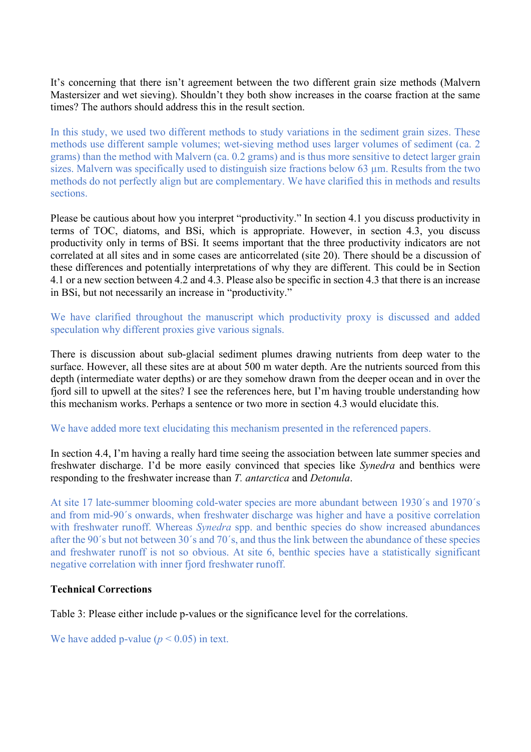It's concerning that there isn't agreement between the two different grain size methods (Malvern Mastersizer and wet sieving). Shouldn't they both show increases in the coarse fraction at the same times? The authors should address this in the result section.

In this study, we used two different methods to study variations in the sediment grain sizes. These methods use different sample volumes; wet-sieving method uses larger volumes of sediment (ca. 2 grams) than the method with Malvern (ca. 0.2 grams) and is thus more sensitive to detect larger grain sizes. Malvern was specifically used to distinguish size fractions below 63 µm. Results from the two methods do not perfectly align but are complementary. We have clarified this in methods and results sections.

Please be cautious about how you interpret "productivity." In section 4.1 you discuss productivity in terms of TOC, diatoms, and BSi, which is appropriate. However, in section 4.3, you discuss productivity only in terms of BSi. It seems important that the three productivity indicators are not correlated at all sites and in some cases are anticorrelated (site 20). There should be a discussion of these differences and potentially interpretations of why they are different. This could be in Section 4.1 or a new section between 4.2 and 4.3. Please also be specific in section 4.3 that there is an increase in BSi, but not necessarily an increase in "productivity."

We have clarified throughout the manuscript which productivity proxy is discussed and added speculation why different proxies give various signals.

There is discussion about sub-glacial sediment plumes drawing nutrients from deep water to the surface. However, all these sites are at about 500 m water depth. Are the nutrients sourced from this depth (intermediate water depths) or are they somehow drawn from the deeper ocean and in over the fjord sill to upwell at the sites? I see the references here, but I'm having trouble understanding how this mechanism works. Perhaps a sentence or two more in section 4.3 would elucidate this.

We have added more text elucidating this mechanism presented in the referenced papers.

In section 4.4, I'm having a really hard time seeing the association between late summer species and freshwater discharge. I'd be more easily convinced that species like *Synedra* and benthics were responding to the freshwater increase than *T. antarctica* and *Detonula*.

At site 17 late-summer blooming cold-water species are more abundant between 1930´s and 1970´s and from mid-90´s onwards, when freshwater discharge was higher and have a positive correlation with freshwater runoff. Whereas *Synedra* spp. and benthic species do show increased abundances after the 90´s but not between 30´s and 70´s, and thus the link between the abundance of these species and freshwater runoff is not so obvious. At site 6, benthic species have a statistically significant negative correlation with inner fjord freshwater runoff.

**Technical Corrections**

Table 3: Please either include p-values or the significance level for the correlations.

We have added p-value ($p < 0.05$) in text.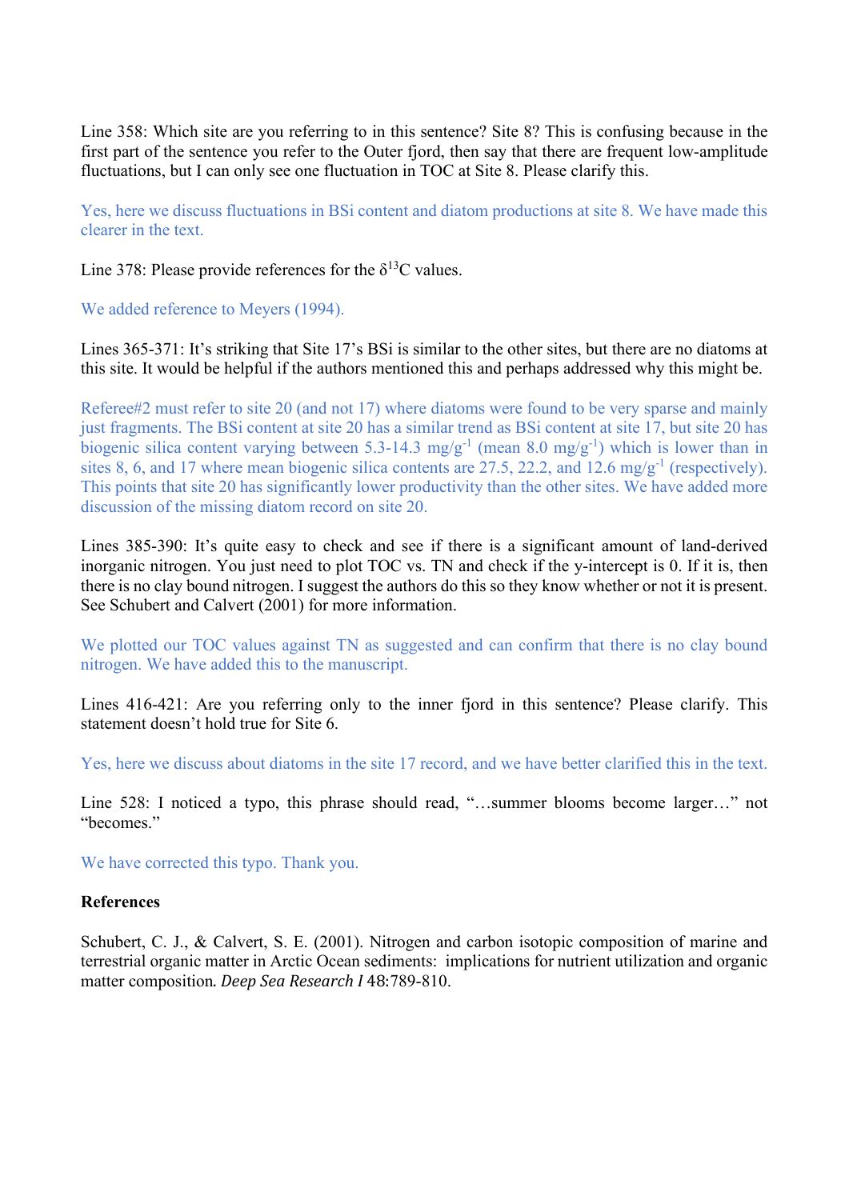Line 358: Which site are you referring to in this sentence? Site 8? This is confusing because in the first part of the sentence you refer to the Outer fjord, then say that there are frequent low-amplitude fluctuations, but I can only see one fluctuation in TOC at Site 8. Please clarify this.

Yes, here we discuss fluctuations in BSi content and diatom productions at site 8. We have made this clearer in the text.

Line 378: Please provide references for the $\delta^{13}C$ values.

We added reference to Meyers (1994).

Lines 365-371: It's striking that Site 17's BSi is similar to the other sites, but there are no diatoms at this site. It would be helpful if the authors mentioned this and perhaps addressed why this might be.

Referee#2 must refer to site 20 (and not 17) where diatoms were found to be very sparse and mainly just fragments. The BSi content at site 20 has a similar trend as BSi content at site 17, but site 20 has biogenic silica content varying between 5.3-14.3 mg/g$^{-1}$ (mean 8.0 mg/g$^{-1}$) which is lower than in sites 8, 6, and 17 where mean biogenic silica contents are 27.5, 22.2, and 12.6 mg/g$^{-1}$ (respectively). This points that site 20 has significantly lower productivity than the other sites. We have added more discussion of the missing diatom record on site 20.

Lines 385-390: It's quite easy to check and see if there is a significant amount of land-derived inorganic nitrogen. You just need to plot TOC vs. TN and check if the y-intercept is 0. If it is, then there is no clay bound nitrogen. I suggest the authors do this so they know whether or not it is present. See Schubert and Calvert (2001) for more information.

We plotted our TOC values against TN as suggested and can confirm that there is no clay bound nitrogen. We have added this to the manuscript.

Lines 416-421: Are you referring only to the inner fjord in this sentence? Please clarify. This statement doesn't hold true for Site 6.

Yes, here we discuss about diatoms in the site 17 record, and we have better clarified this in the text.

Line 528: I noticed a typo, this phrase should read, "…summer blooms become larger…" not "becomes."

We have corrected this typo. Thank you.

**References**

Schubert, C. J., & Calvert, S. E. (2001). Nitrogen and carbon isotopic composition of marine and terrestrial organic matter in Arctic Ocean sediments: implications for nutrient utilization and organic matter composition. *Deep Sea Research I* 48:789-810.